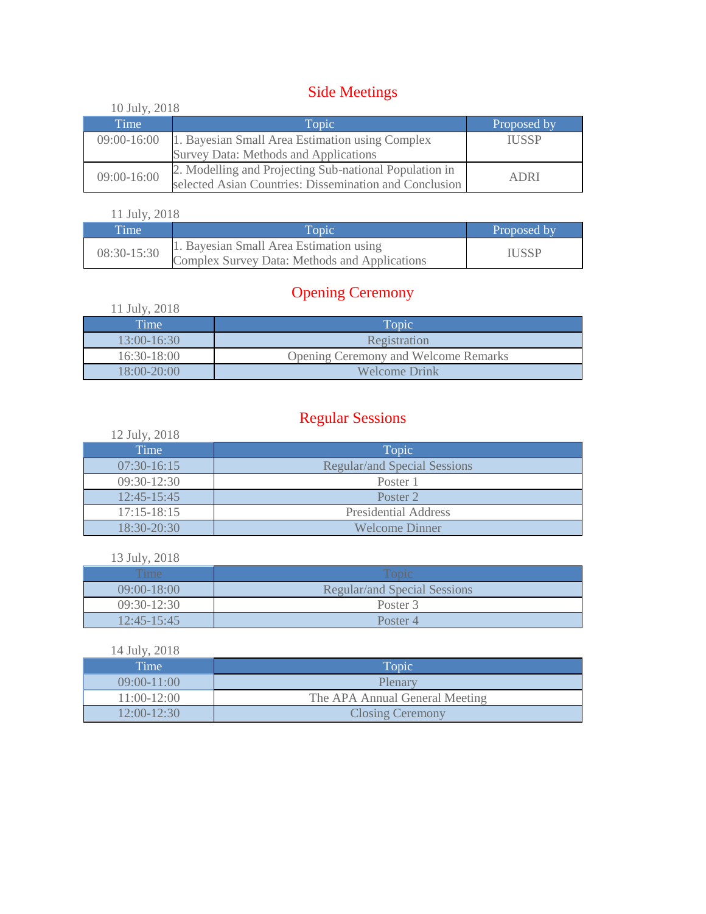## Side Meetings

10 July, 2018

| Time | Topic | Proposed by |
|---|---|---|
| 09:00-16:00 | 1. Bayesian Small Area Estimation using Complex Survey Data: Methods and Applications | IUSSP |
| 09:00-16:00 | 2. Modelling and Projecting Sub-national Population in selected Asian Countries: Dissemination and Conclusion | ADRI |

11 July, 2018

| Time | Topic | Proposed by |
|---|---|---|
| 08:30-15:30 | 1. Bayesian Small Area Estimation using Complex Survey Data: Methods and Applications | IUSSP |

## Opening Ceremony

11 July, 2018

| Time | Topic |
|---|---|
| 13:00-16:30 | Registration |
| 16:30-18:00 | Opening Ceremony and Welcome Remarks |
| 18:00-20:00 | Welcome Drink |

## Regular Sessions

12 July, 2018

| Time | Topic |
|---|---|
| 07:30-16:15 | Regular/and Special Sessions |
| 09:30-12:30 | Poster 1 |
| 12:45-15:45 | Poster 2 |
| 17:15-18:15 | Presidential Address |
| 18:30-20:30 | Welcome Dinner |

13 July, 2018

| Time | Topic |
|---|---|
| 09:00-18:00 | Regular/and Special Sessions |
| 09:30-12:30 | Poster 3 |
| 12:45-15:45 | Poster 4 |

14 July, 2018

| Time | Topic |
|---|---|
| 09:00-11:00 | Plenary |
| 11:00-12:00 | The APA Annual General Meeting |
| 12:00-12:30 | Closing Ceremony |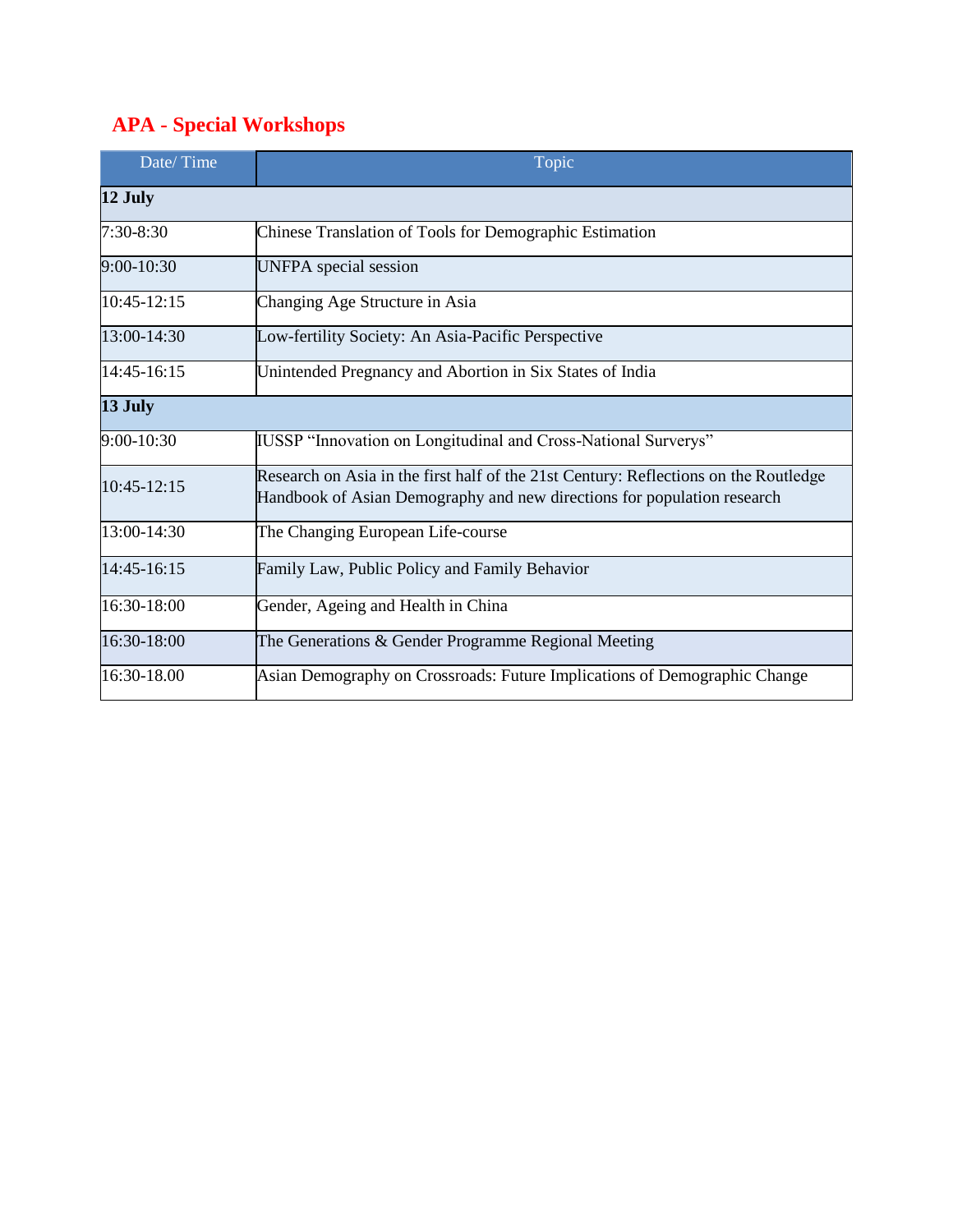## APA - Special Workshops

| Date/ Time | Topic |
|---|---|
| **12 July** | |
| 7:30-8:30 | Chinese Translation of Tools for Demographic Estimation |
| 9:00-10:30 | UNFPA special session |
| 10:45-12:15 | Changing Age Structure in Asia |
| 13:00-14:30 | Low-fertility Society: An Asia-Pacific Perspective |
| 14:45-16:15 | Unintended Pregnancy and Abortion in Six States of India |
| **13 July** | |
| 9:00-10:30 | IUSSP "Innovation on Longitudinal and Cross-National Surverys" |
| 10:45-12:15 | Research on Asia in the first half of the 21st Century: Reflections on the Routledge Handbook of Asian Demography and new directions for population research |
| 13:00-14:30 | The Changing European Life-course |
| 14:45-16:15 | Family Law, Public Policy and Family Behavior |
| 16:30-18:00 | Gender, Ageing and Health in China |
| 16:30-18:00 | The Generations & Gender Programme Regional Meeting |
| 16:30-18.00 | Asian Demography on Crossroads: Future Implications of Demographic Change |